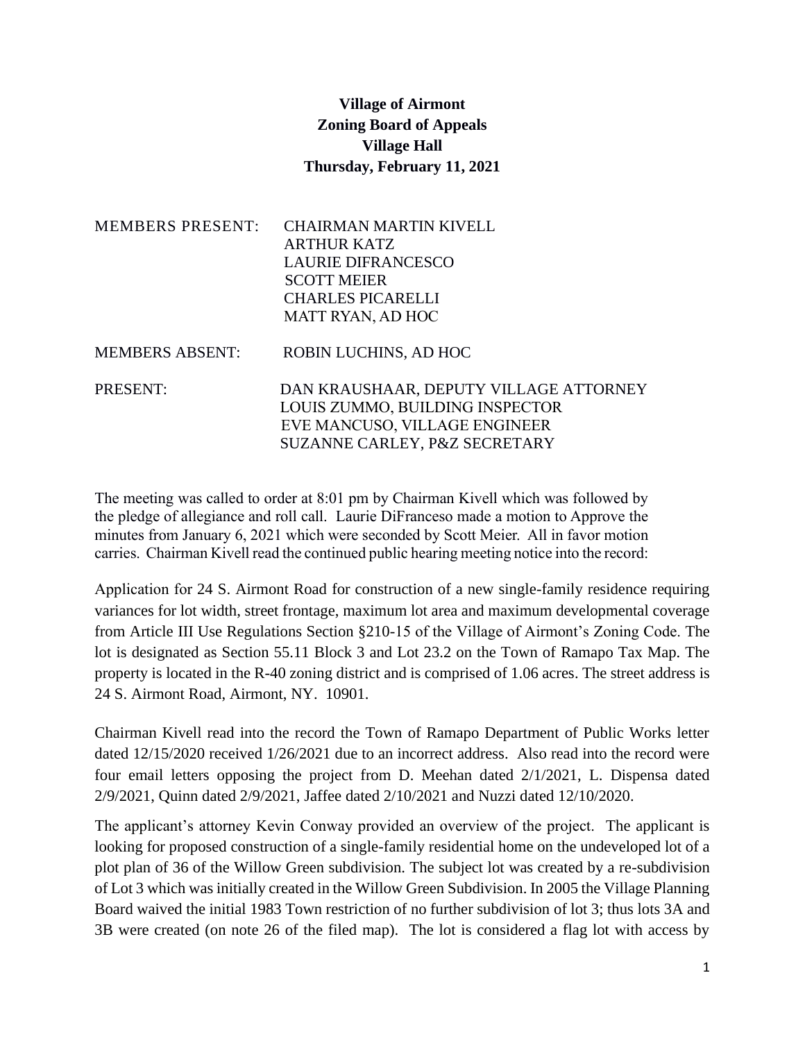**Village of Airmont**
**Zoning Board of Appeals**
**Village Hall**
**Thursday, February 11, 2021**

MEMBERS PRESENT: CHAIRMAN MARTIN KIVELL
ARTHUR KATZ
LAURIE DIFRANCESCO
SCOTT MEIER
CHARLES PICARELLI
MATT RYAN, AD HOC

MEMBERS ABSENT: ROBIN LUCHINS, AD HOC

PRESENT: DAN KRAUSHAAR, DEPUTY VILLAGE ATTORNEY
LOUIS ZUMMO, BUILDING INSPECTOR
EVE MANCUSO, VILLAGE ENGINEER
SUZANNE CARLEY, P&Z SECRETARY

The meeting was called to order at 8:01 pm by Chairman Kivell which was followed by the pledge of allegiance and roll call. Laurie DiFranceso made a motion to Approve the minutes from January 6, 2021 which were seconded by Scott Meier. All in favor motion carries. Chairman Kivell read the continued public hearing meeting notice into the record:

Application for 24 S. Airmont Road for construction of a new single-family residence requiring variances for lot width, street frontage, maximum lot area and maximum developmental coverage from Article III Use Regulations Section §210-15 of the Village of Airmont's Zoning Code. The lot is designated as Section 55.11 Block 3 and Lot 23.2 on the Town of Ramapo Tax Map. The property is located in the R-40 zoning district and is comprised of 1.06 acres. The street address is 24 S. Airmont Road, Airmont, NY. 10901.

Chairman Kivell read into the record the Town of Ramapo Department of Public Works letter dated 12/15/2020 received 1/26/2021 due to an incorrect address. Also read into the record were four email letters opposing the project from D. Meehan dated 2/1/2021, L. Dispensa dated 2/9/2021, Quinn dated 2/9/2021, Jaffee dated 2/10/2021 and Nuzzi dated 12/10/2020.

The applicant's attorney Kevin Conway provided an overview of the project. The applicant is looking for proposed construction of a single-family residential home on the undeveloped lot of a plot plan of 36 of the Willow Green subdivision. The subject lot was created by a re-subdivision of Lot 3 which was initially created in the Willow Green Subdivision. In 2005 the Village Planning Board waived the initial 1983 Town restriction of no further subdivision of lot 3; thus lots 3A and 3B were created (on note 26 of the filed map). The lot is considered a flag lot with access by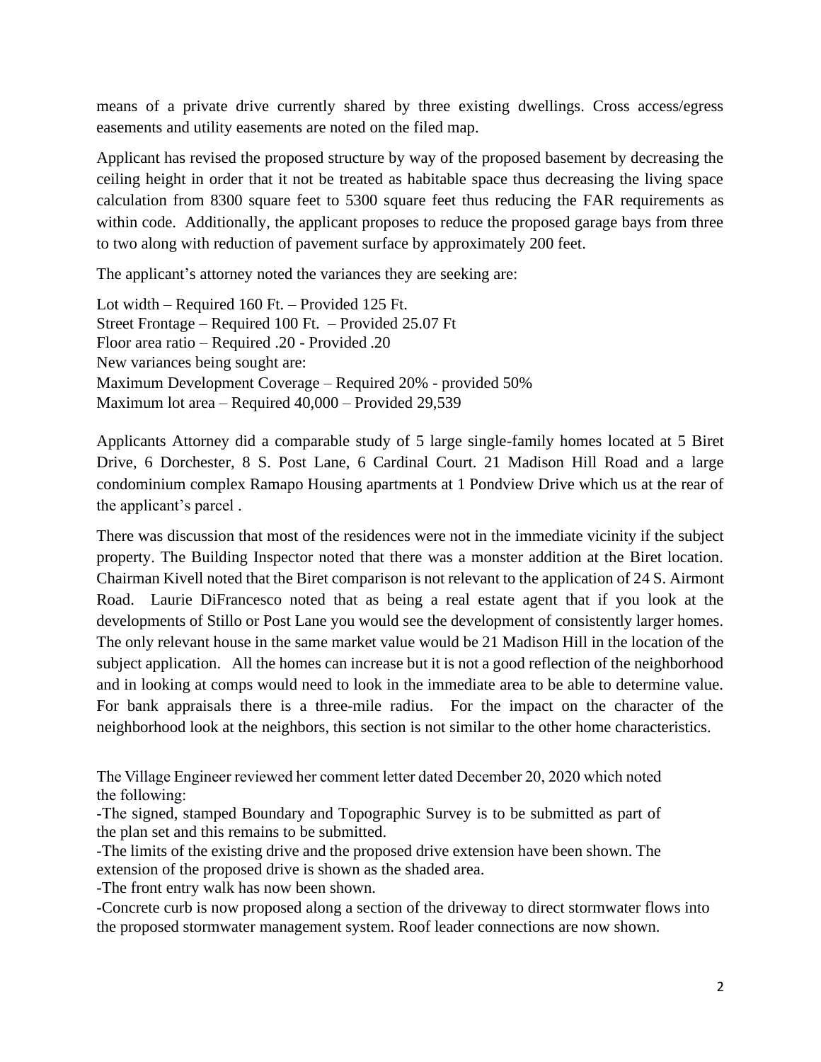means of a private drive currently shared by three existing dwellings. Cross access/egress easements and utility easements are noted on the filed map.

Applicant has revised the proposed structure by way of the proposed basement by decreasing the ceiling height in order that it not be treated as habitable space thus decreasing the living space calculation from 8300 square feet to 5300 square feet thus reducing the FAR requirements as within code. Additionally, the applicant proposes to reduce the proposed garage bays from three to two along with reduction of pavement surface by approximately 200 feet.

The applicant's attorney noted the variances they are seeking are:

Lot width – Required 160 Ft. – Provided 125 Ft.
Street Frontage – Required 100 Ft. – Provided 25.07 Ft
Floor area ratio – Required .20 - Provided .20
New variances being sought are:
Maximum Development Coverage – Required 20% - provided 50%
Maximum lot area – Required 40,000 – Provided 29,539

Applicants Attorney did a comparable study of 5 large single-family homes located at 5 Biret Drive, 6 Dorchester, 8 S. Post Lane, 6 Cardinal Court. 21 Madison Hill Road and a large condominium complex Ramapo Housing apartments at 1 Pondview Drive which us at the rear of the applicant's parcel .

There was discussion that most of the residences were not in the immediate vicinity if the subject property. The Building Inspector noted that there was a monster addition at the Biret location. Chairman Kivell noted that the Biret comparison is not relevant to the application of 24 S. Airmont Road. Laurie DiFrancesco noted that as being a real estate agent that if you look at the developments of Stillo or Post Lane you would see the development of consistently larger homes. The only relevant house in the same market value would be 21 Madison Hill in the location of the subject application. All the homes can increase but it is not a good reflection of the neighborhood and in looking at comps would need to look in the immediate area to be able to determine value. For bank appraisals there is a three-mile radius. For the impact on the character of the neighborhood look at the neighbors, this section is not similar to the other home characteristics.

The Village Engineer reviewed her comment letter dated December 20, 2020 which noted the following:
-The signed, stamped Boundary and Topographic Survey is to be submitted as part of the plan set and this remains to be submitted.
-The limits of the existing drive and the proposed drive extension have been shown. The extension of the proposed drive is shown as the shaded area.
-The front entry walk has now been shown.
-Concrete curb is now proposed along a section of the driveway to direct stormwater flows into the proposed stormwater management system. Roof leader connections are now shown.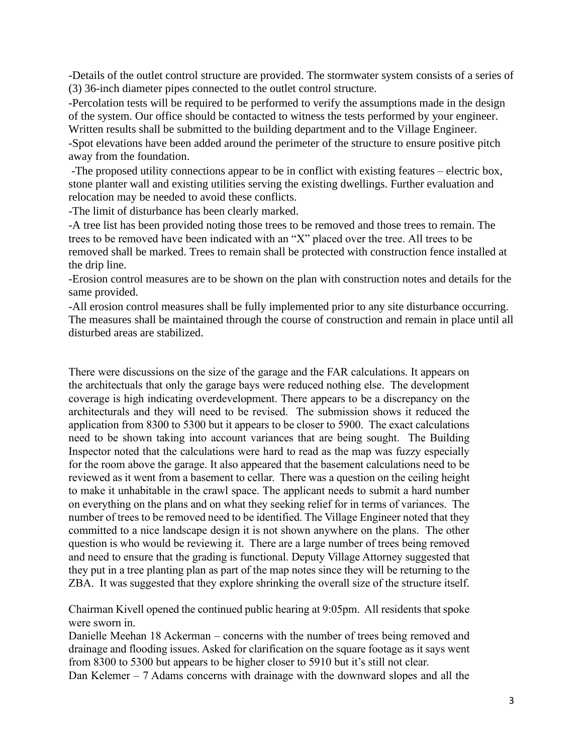-Details of the outlet control structure are provided. The stormwater system consists of a series of (3) 36-inch diameter pipes connected to the outlet control structure.

-Percolation tests will be required to be performed to verify the assumptions made in the design of the system. Our office should be contacted to witness the tests performed by your engineer. Written results shall be submitted to the building department and to the Village Engineer.

-Spot elevations have been added around the perimeter of the structure to ensure positive pitch away from the foundation.

-The proposed utility connections appear to be in conflict with existing features – electric box, stone planter wall and existing utilities serving the existing dwellings. Further evaluation and relocation may be needed to avoid these conflicts.

-The limit of disturbance has been clearly marked.

-A tree list has been provided noting those trees to be removed and those trees to remain. The trees to be removed have been indicated with an "X" placed over the tree. All trees to be removed shall be marked. Trees to remain shall be protected with construction fence installed at the drip line.

-Erosion control measures are to be shown on the plan with construction notes and details for the same provided.

-All erosion control measures shall be fully implemented prior to any site disturbance occurring. The measures shall be maintained through the course of construction and remain in place until all disturbed areas are stabilized.

There were discussions on the size of the garage and the FAR calculations. It appears on the architectuals that only the garage bays were reduced nothing else. The development coverage is high indicating overdevelopment. There appears to be a discrepancy on the architecturals and they will need to be revised. The submission shows it reduced the application from 8300 to 5300 but it appears to be closer to 5900. The exact calculations need to be shown taking into account variances that are being sought. The Building Inspector noted that the calculations were hard to read as the map was fuzzy especially for the room above the garage. It also appeared that the basement calculations need to be reviewed as it went from a basement to cellar. There was a question on the ceiling height to make it unhabitable in the crawl space. The applicant needs to submit a hard number on everything on the plans and on what they seeking relief for in terms of variances. The number of trees to be removed need to be identified. The Village Engineer noted that they committed to a nice landscape design it is not shown anywhere on the plans. The other question is who would be reviewing it. There are a large number of trees being removed and need to ensure that the grading is functional. Deputy Village Attorney suggested that they put in a tree planting plan as part of the map notes since they will be returning to the ZBA. It was suggested that they explore shrinking the overall size of the structure itself.

Chairman Kivell opened the continued public hearing at 9:05pm. All residents that spoke were sworn in.

Danielle Meehan 18 Ackerman – concerns with the number of trees being removed and drainage and flooding issues. Asked for clarification on the square footage as it says went from 8300 to 5300 but appears to be higher closer to 5910 but it's still not clear.

Dan Kelemer – 7 Adams concerns with drainage with the downward slopes and all the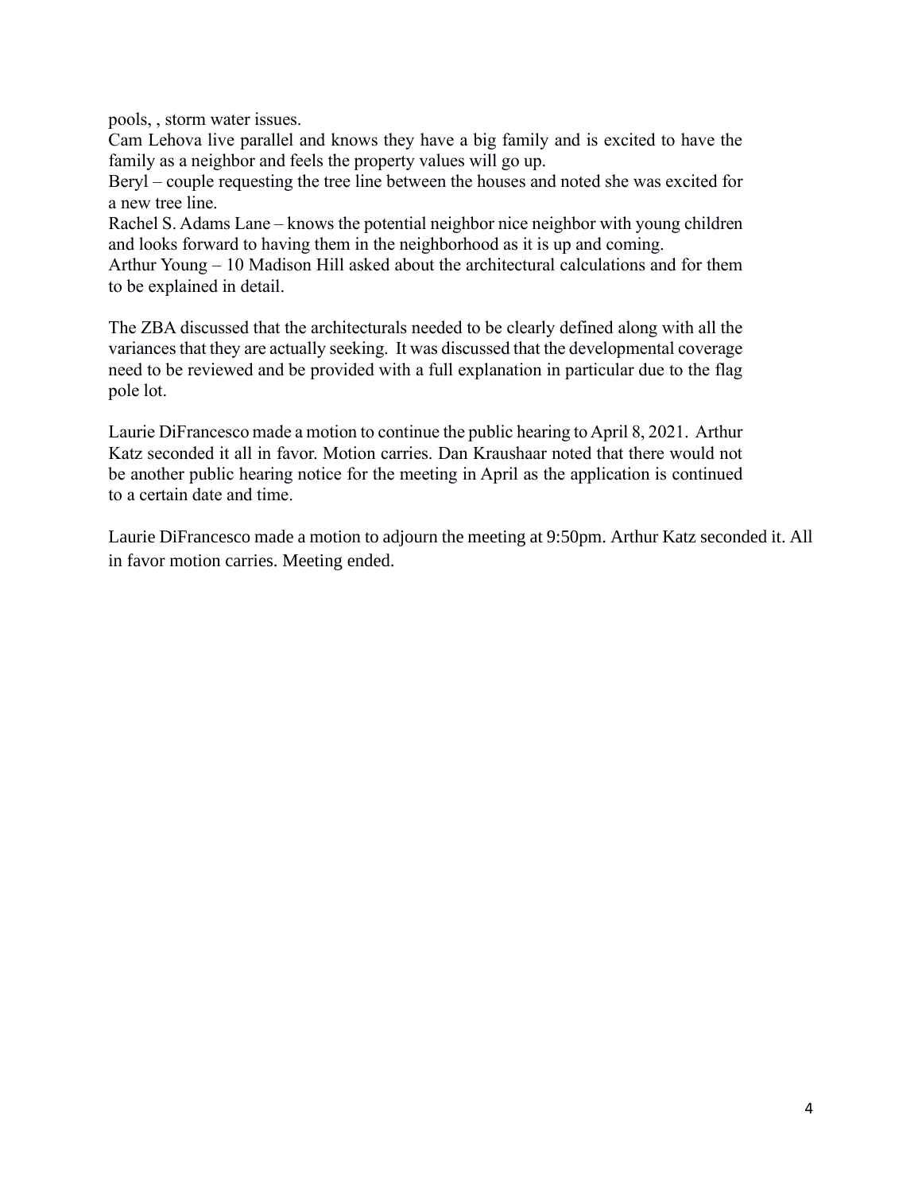pools, , storm water issues.

Cam Lehova live parallel and knows they have a big family and is excited to have the family as a neighbor and feels the property values will go up.

Beryl – couple requesting the tree line between the houses and noted she was excited for a new tree line.

Rachel S. Adams Lane – knows the potential neighbor nice neighbor with young children and looks forward to having them in the neighborhood as it is up and coming.

Arthur Young – 10 Madison Hill asked about the architectural calculations and for them to be explained in detail.

The ZBA discussed that the architecturals needed to be clearly defined along with all the variances that they are actually seeking. It was discussed that the developmental coverage need to be reviewed and be provided with a full explanation in particular due to the flag pole lot.

Laurie DiFrancesco made a motion to continue the public hearing to April 8, 2021. Arthur Katz seconded it all in favor. Motion carries. Dan Kraushaar noted that there would not be another public hearing notice for the meeting in April as the application is continued to a certain date and time.

Laurie DiFrancesco made a motion to adjourn the meeting at 9:50pm. Arthur Katz seconded it. All in favor motion carries. Meeting ended.